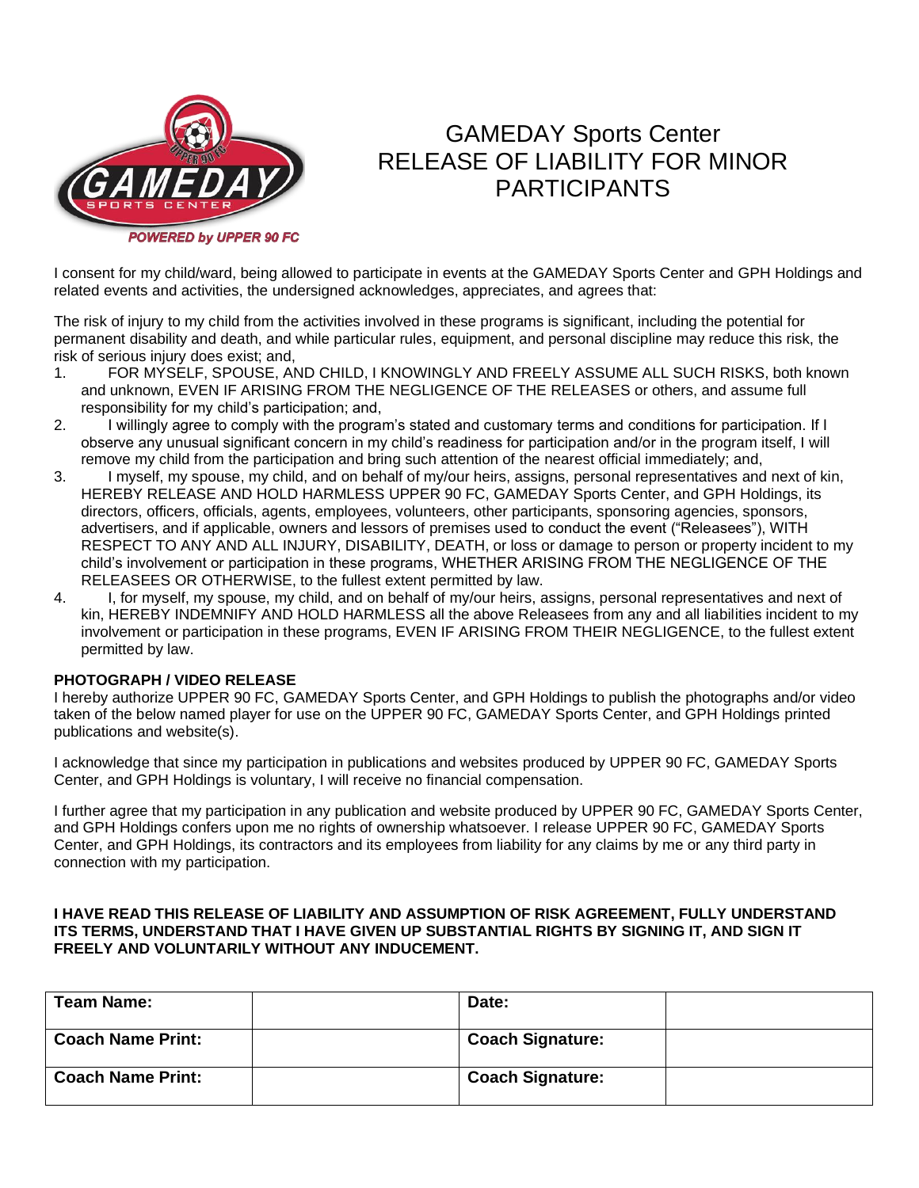# GAMEDAY Sports Center RELEASE OF LIABILITY FOR MINOR PARTICIPANTS

I consent for my child/ward, being allowed to participate in events at the GAMEDAY Sports Center and GPH Holdings and related events and activities, the undersigned acknowledges, appreciates, and agrees that:

The risk of injury to my child from the activities involved in these programs is significant, including the potential for permanent disability and death, and while particular rules, equipment, and personal discipline may reduce this risk, the risk of serious injury does exist; and,

1. FOR MYSELF, SPOUSE, AND CHILD, I KNOWINGLY AND FREELY ASSUME ALL SUCH RISKS, both known and unknown, EVEN IF ARISING FROM THE NEGLIGENCE OF THE RELEASES or others, and assume full responsibility for my child's participation; and,
2. I willingly agree to comply with the program's stated and customary terms and conditions for participation. If I observe any unusual significant concern in my child's readiness for participation and/or in the program itself, I will remove my child from the participation and bring such attention of the nearest official immediately; and,
3. I myself, my spouse, my child, and on behalf of my/our heirs, assigns, personal representatives and next of kin, HEREBY RELEASE AND HOLD HARMLESS UPPER 90 FC, GAMEDAY Sports Center, and GPH Holdings, its directors, officers, officials, agents, employees, volunteers, other participants, sponsoring agencies, sponsors, advertisers, and if applicable, owners and lessors of premises used to conduct the event ("Releasees"), WITH RESPECT TO ANY AND ALL INJURY, DISABILITY, DEATH, or loss or damage to person or property incident to my child's involvement or participation in these programs, WHETHER ARISING FROM THE NEGLIGENCE OF THE RELEASEES OR OTHERWISE, to the fullest extent permitted by law.
4. I, for myself, my spouse, my child, and on behalf of my/our heirs, assigns, personal representatives and next of kin, HEREBY INDEMNIFY AND HOLD HARMLESS all the above Releasees from any and all liabilities incident to my involvement or participation in these programs, EVEN IF ARISING FROM THEIR NEGLIGENCE, to the fullest extent permitted by law.

**PHOTOGRAPH / VIDEO RELEASE**

I hereby authorize UPPER 90 FC, GAMEDAY Sports Center, and GPH Holdings to publish the photographs and/or video taken of the below named player for use on the UPPER 90 FC, GAMEDAY Sports Center, and GPH Holdings printed publications and website(s).

I acknowledge that since my participation in publications and websites produced by UPPER 90 FC, GAMEDAY Sports Center, and GPH Holdings is voluntary, I will receive no financial compensation.

I further agree that my participation in any publication and website produced by UPPER 90 FC, GAMEDAY Sports Center, and GPH Holdings confers upon me no rights of ownership whatsoever. I release UPPER 90 FC, GAMEDAY Sports Center, and GPH Holdings, its contractors and its employees from liability for any claims by me or any third party in connection with my participation.

**I HAVE READ THIS RELEASE OF LIABILITY AND ASSUMPTION OF RISK AGREEMENT, FULLY UNDERSTAND ITS TERMS, UNDERSTAND THAT I HAVE GIVEN UP SUBSTANTIAL RIGHTS BY SIGNING IT, AND SIGN IT FREELY AND VOLUNTARILY WITHOUT ANY INDUCEMENT.**

| **Team Name:** | | **Date:** | |
|---|---|---|---|
| **Coach Name Print:** | | **Coach Signature:** | |
| **Coach Name Print:** | | **Coach Signature:** | |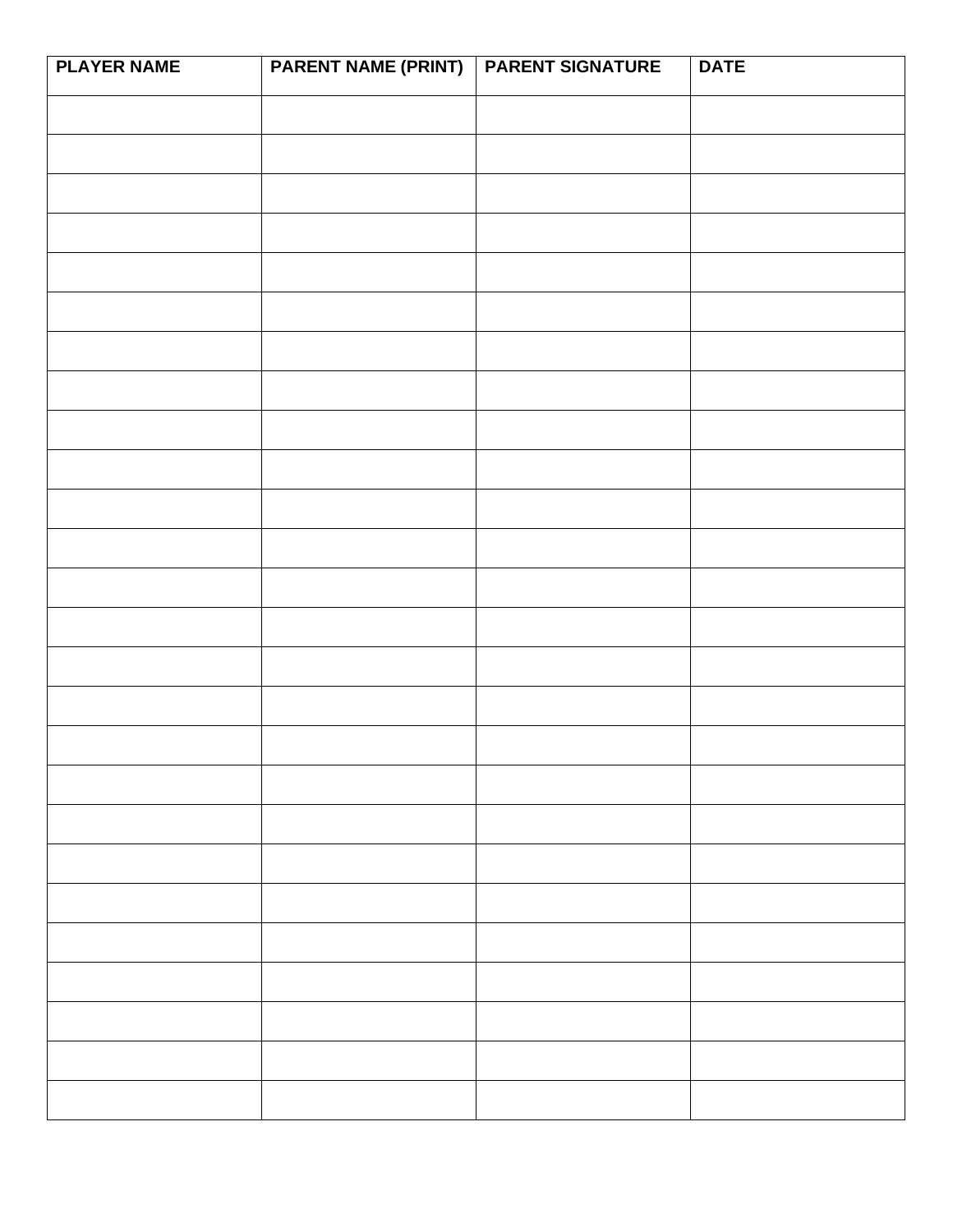| PLAYER NAME | PARENT NAME (PRINT) | PARENT SIGNATURE | DATE |
|---|---|---|---|
| | | | |
| | | | |
| | | | |
| | | | |
| | | | |
| | | | |
| | | | |
| | | | |
| | | | |
| | | | |
| | | | |
| | | | |
| | | | |
| | | | |
| | | | |
| | | | |
| | | | |
| | | | |
| | | | |
| | | | |
| | | | |
| | | | |
| | | | |
| | | | |
| | | | |
| | | | |